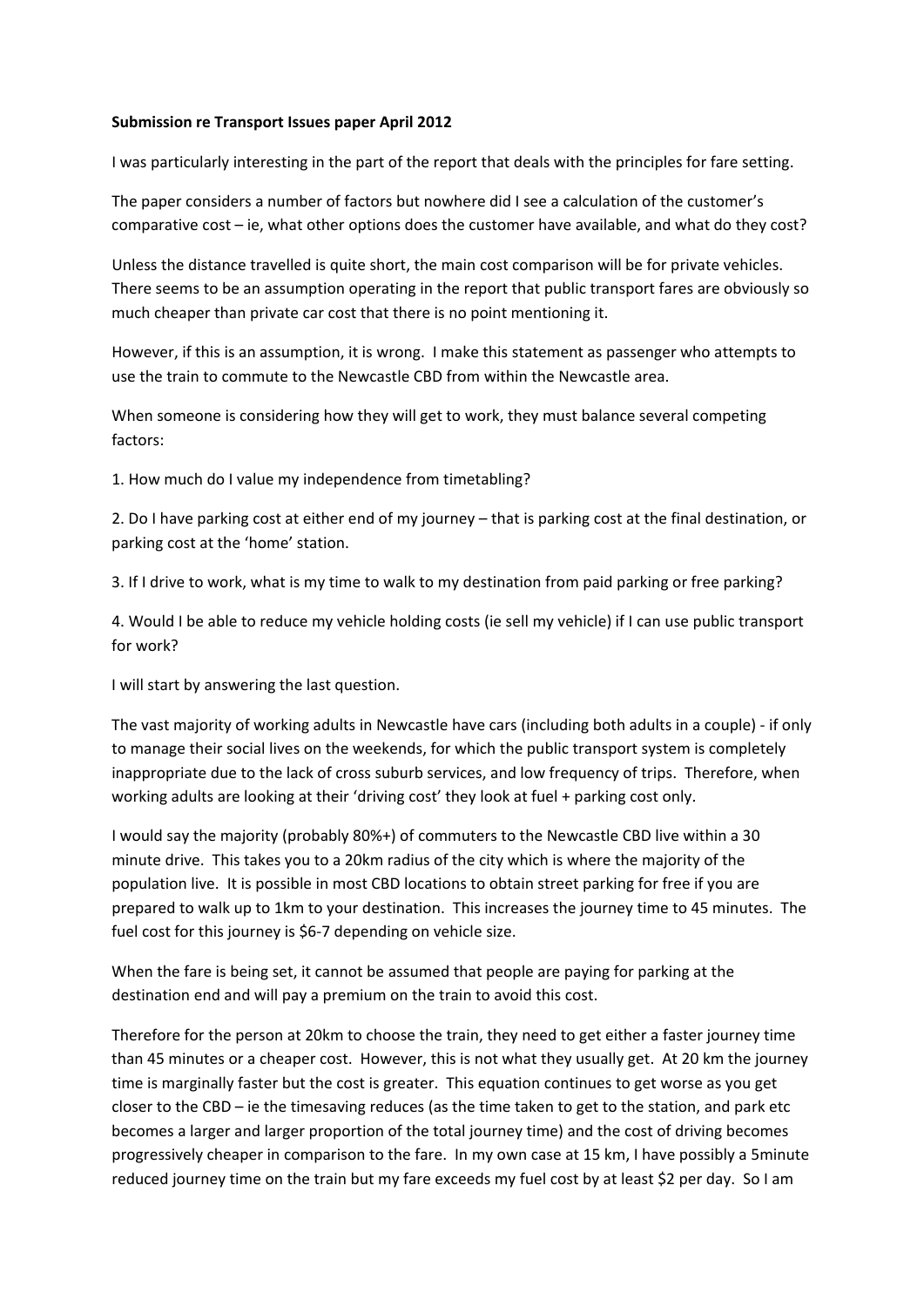**Submission re Transport Issues paper April 2012**

I was particularly interesting in the part of the report that deals with the principles for fare setting.

The paper considers a number of factors but nowhere did I see a calculation of the customer's comparative cost – ie, what other options does the customer have available, and what do they cost?

Unless the distance travelled is quite short, the main cost comparison will be for private vehicles. There seems to be an assumption operating in the report that public transport fares are obviously so much cheaper than private car cost that there is no point mentioning it.

However, if this is an assumption, it is wrong. I make this statement as passenger who attempts to use the train to commute to the Newcastle CBD from within the Newcastle area.

When someone is considering how they will get to work, they must balance several competing factors:

1. How much do I value my independence from timetabling?

2. Do I have parking cost at either end of my journey – that is parking cost at the final destination, or parking cost at the 'home' station.

3. If I drive to work, what is my time to walk to my destination from paid parking or free parking?

4. Would I be able to reduce my vehicle holding costs (ie sell my vehicle) if I can use public transport for work?

I will start by answering the last question.

The vast majority of working adults in Newcastle have cars (including both adults in a couple) - if only to manage their social lives on the weekends, for which the public transport system is completely inappropriate due to the lack of cross suburb services, and low frequency of trips. Therefore, when working adults are looking at their 'driving cost' they look at fuel + parking cost only.

I would say the majority (probably 80%+) of commuters to the Newcastle CBD live within a 30 minute drive. This takes you to a 20km radius of the city which is where the majority of the population live. It is possible in most CBD locations to obtain street parking for free if you are prepared to walk up to 1km to your destination. This increases the journey time to 45 minutes. The fuel cost for this journey is $6-7 depending on vehicle size.

When the fare is being set, it cannot be assumed that people are paying for parking at the destination end and will pay a premium on the train to avoid this cost.

Therefore for the person at 20km to choose the train, they need to get either a faster journey time than 45 minutes or a cheaper cost. However, this is not what they usually get. At 20 km the journey time is marginally faster but the cost is greater. This equation continues to get worse as you get closer to the CBD – ie the timesaving reduces (as the time taken to get to the station, and park etc becomes a larger and larger proportion of the total journey time) and the cost of driving becomes progressively cheaper in comparison to the fare. In my own case at 15 km, I have possibly a 5minute reduced journey time on the train but my fare exceeds my fuel cost by at least $2 per day. So I am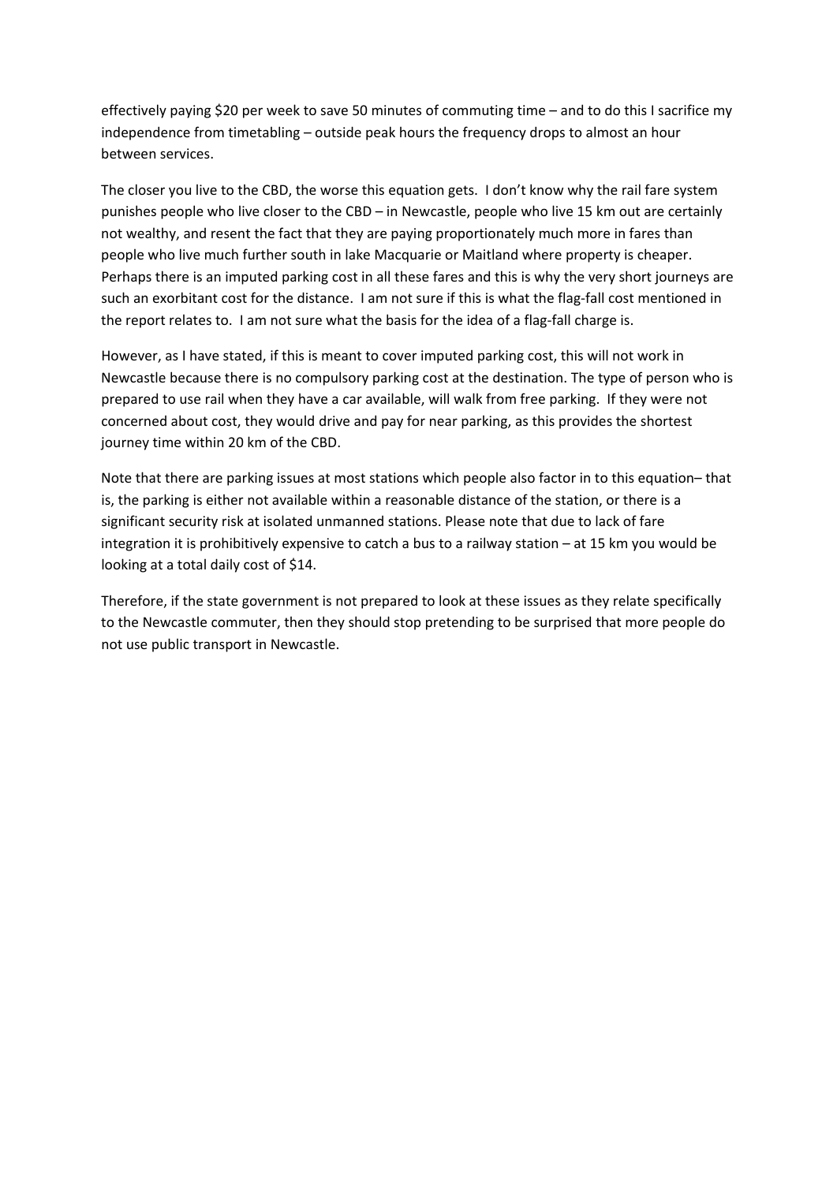effectively paying $20 per week to save 50 minutes of commuting time – and to do this I sacrifice my independence from timetabling – outside peak hours the frequency drops to almost an hour between services.

The closer you live to the CBD, the worse this equation gets. I don't know why the rail fare system punishes people who live closer to the CBD – in Newcastle, people who live 15 km out are certainly not wealthy, and resent the fact that they are paying proportionately much more in fares than people who live much further south in lake Macquarie or Maitland where property is cheaper. Perhaps there is an imputed parking cost in all these fares and this is why the very short journeys are such an exorbitant cost for the distance. I am not sure if this is what the flag-fall cost mentioned in the report relates to. I am not sure what the basis for the idea of a flag-fall charge is.

However, as I have stated, if this is meant to cover imputed parking cost, this will not work in Newcastle because there is no compulsory parking cost at the destination. The type of person who is prepared to use rail when they have a car available, will walk from free parking. If they were not concerned about cost, they would drive and pay for near parking, as this provides the shortest journey time within 20 km of the CBD.

Note that there are parking issues at most stations which people also factor in to this equation– that is, the parking is either not available within a reasonable distance of the station, or there is a significant security risk at isolated unmanned stations. Please note that due to lack of fare integration it is prohibitively expensive to catch a bus to a railway station – at 15 km you would be looking at a total daily cost of $14.

Therefore, if the state government is not prepared to look at these issues as they relate specifically to the Newcastle commuter, then they should stop pretending to be surprised that more people do not use public transport in Newcastle.